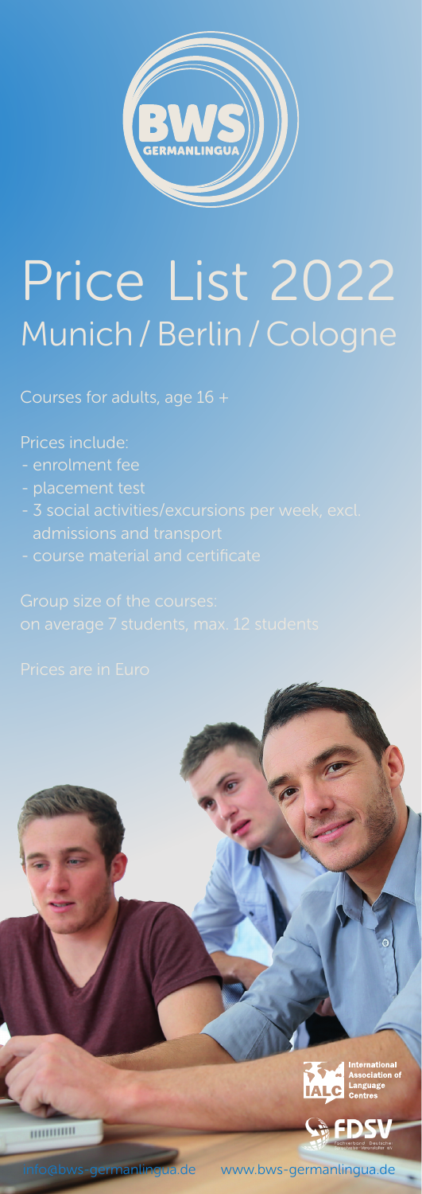BWS GERMANLINGUA

# Price List 2022

## Munich / Berlin / Cologne

Courses for adults, age 16 +

Prices include:

- enrolment fee
- placement test
- 3 social activities/excursions per week, excl. admissions and transport
- course material and certificate

Group size of the courses:
on average 7 students, max. 12 students

Prices are in Euro

IALC International Association of Language Centres

FDSV Fachverband Deutscher Sprachreise-Veranstalter e.V.

info@bws-germanlingua.de www.bws-germanlingua.de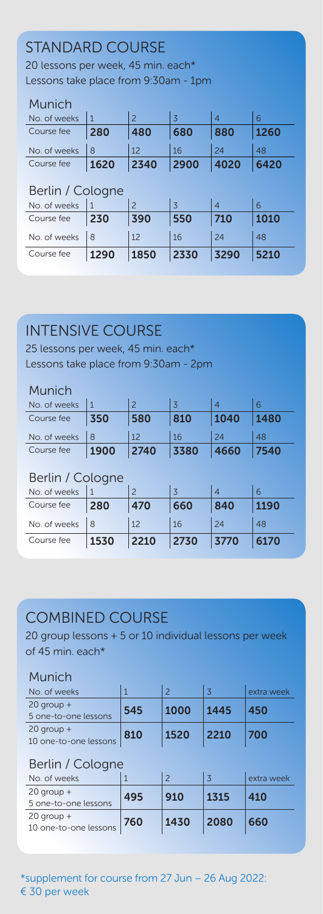## STANDARD COURSE

20 lessons per week, 45 min. each*
Lessons take place from 9:30am - 1pm

### Munich

| No. of weeks | 1 | 2 | 3 | 4 | 6 |
|---|---|---|---|---|---|
| Course fee | **280** | **480** | **680** | **880** | **1260** |
| No. of weeks | 8 | 12 | 16 | 24 | 48 |
| Course fee | **1620** | **2340** | **2900** | **4020** | **6420** |

### Berlin / Cologne

| No. of weeks | 1 | 2 | 3 | 4 | 6 |
|---|---|---|---|---|---|
| Course fee | **230** | **390** | **550** | **710** | **1010** |
| No. of weeks | 8 | 12 | 16 | 24 | 48 |
| Course fee | **1290** | **1850** | **2330** | **3290** | **5210** |

## INTENSIVE COURSE

25 lessons per week, 45 min. each*
Lessons take place from 9:30am - 2pm

### Munich

| No. of weeks | 1 | 2 | 3 | 4 | 6 |
|---|---|---|---|---|---|
| Course fee | **350** | **580** | **810** | **1040** | **1480** |
| No. of weeks | 8 | 12 | 16 | 24 | 48 |
| Course fee | **1900** | **2740** | **3380** | **4660** | **7540** |

### Berlin / Cologne

| No. of weeks | 1 | 2 | 3 | 4 | 6 |
|---|---|---|---|---|---|
| Course fee | **280** | **470** | **660** | **840** | **1190** |
| No. of weeks | 8 | 12 | 16 | 24 | 48 |
| Course fee | **1530** | **2210** | **2730** | **3770** | **6170** |

## COMBINED COURSE

20 group lessons + 5 or 10 individual lessons per week of 45 min. each*

### Munich

| No. of weeks | 1 | 2 | 3 | extra week |
|---|---|---|---|---|
| 20 group + 5 one-to-one lessons | **545** | **1000** | **1445** | **450** |
| 20 group + 10 one-to-one lessons | **810** | **1520** | **2210** | **700** |

### Berlin / Cologne

| No. of weeks | 1 | 2 | 3 | extra week |
|---|---|---|---|---|
| 20 group + 5 one-to-one lessons | **495** | **910** | **1315** | **410** |
| 20 group + 10 one-to-one lessons | **760** | **1430** | **2080** | **660** |

*supplement for course from 27 Jun – 26 Aug 2022: € 30 per week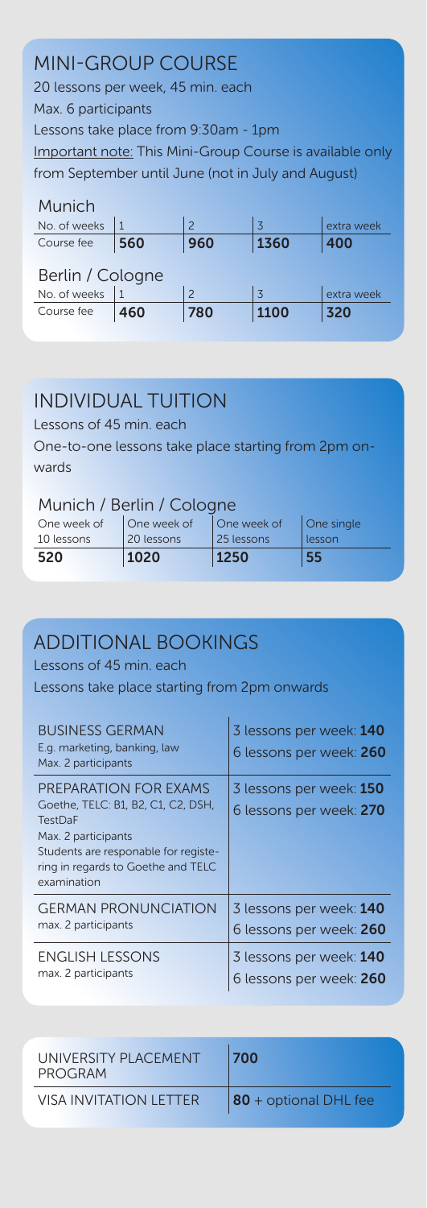## MINI-GROUP COURSE

20 lessons per week, 45 min. each

Max. 6 participants

Lessons take place from 9:30am - 1pm

Important note: This Mini-Group Course is available only from September until June (not in July and August)

### Munich

| No. of weeks | 1 | 2 | 3 | extra week |
|---|---|---|---|---|
| Course fee | **560** | **960** | **1360** | **400** |

### Berlin / Cologne

| No. of weeks | 1 | 2 | 3 | extra week |
|---|---|---|---|---|
| Course fee | **460** | **780** | **1100** | **320** |

## INDIVIDUAL TUITION

Lessons of 45 min. each

One-to-one lessons take place starting from 2pm onwards

### Munich / Berlin / Cologne

| One week of 10 lessons | One week of 20 lessons | One week of 25 lessons | One single lesson |
|---|---|---|---|
| **520** | **1020** | **1250** | **55** |

## ADDITIONAL BOOKINGS

Lessons of 45 min. each

Lessons take place starting from 2pm onwards

| | |
|---|---|
| BUSINESS GERMAN<br>E.g. marketing, banking, law<br>Max. 2 participants | 3 lessons per week: **140**<br>6 lessons per week: **260** |
| PREPARATION FOR EXAMS<br>Goethe, TELC: B1, B2, C1, C2, DSH, TestDaF<br>Max. 2 participants<br>Students are responable for registering in regards to Goethe and TELC examination | 3 lessons per week: **150**<br>6 lessons per week: **270** |
| GERMAN PRONUNCIATION<br>max. 2 participants | 3 lessons per week: **140**<br>6 lessons per week: **260** |
| ENGLISH LESSONS<br>max. 2 participants | 3 lessons per week: **140**<br>6 lessons per week: **260** |

| | |
|---|---|
| UNIVERSITY PLACEMENT PROGRAM | **700** |
| VISA INVITATION LETTER | **80** + optional DHL fee |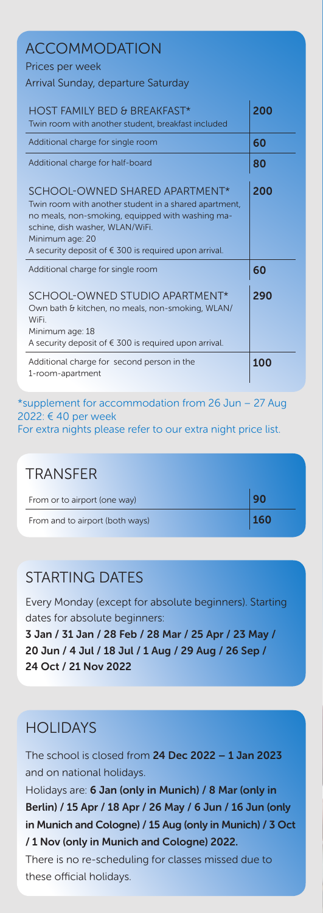## ACCOMMODATION

Prices per week

Arrival Sunday, departure Saturday

| | |
|---|---|
| HOST FAMILY BED & BREAKFAST*<br>Twin room with another student, breakfast included | **200** |
| Additional charge for single room | **60** |
| Additional charge for half-board | **80** |
| SCHOOL-OWNED SHARED APARTMENT*<br>Twin room with another student in a shared apartment, no meals, non-smoking, equipped with washing maschine, dish washer, WLAN/WiFi.<br>Minimum age: 20<br>A security deposit of € 300 is required upon arrival. | **200** |
| Additional charge for single room | **60** |
| SCHOOL-OWNED STUDIO APARTMENT*<br>Own bath & kitchen, no meals, non-smoking, WLAN/WiFi.<br>Minimum age: 18<br>A security deposit of € 300 is required upon arrival. | **290** |
| Additional charge for second person in the 1-room-apartment | **100** |

*supplement for accommodation from 26 Jun – 27 Aug 2022: € 40 per week
For extra nights please refer to our extra night price list.

## TRANSFER

| | |
|---|---|
| From or to airport (one way) | **90** |
| From and to airport (both ways) | **160** |

## STARTING DATES

Every Monday (except for absolute beginners). Starting dates for absolute beginners:

**3 Jan / 31 Jan / 28 Feb / 28 Mar / 25 Apr / 23 May / 20 Jun / 4 Jul / 18 Jul / 1 Aug / 29 Aug / 26 Sep / 24 Oct / 21 Nov 2022**

## HOLIDAYS

The school is closed from **24 Dec 2022 – 1 Jan 2023** and on national holidays.

Holidays are: **6 Jan (only in Munich) / 8 Mar (only in Berlin) / 15 Apr / 18 Apr / 26 May / 6 Jun / 16 Jun (only in Munich and Cologne) / 15 Aug (only in Munich) / 3 Oct / 1 Nov (only in Munich and Cologne) 2022.**

There is no re-scheduling for classes missed due to these official holidays.